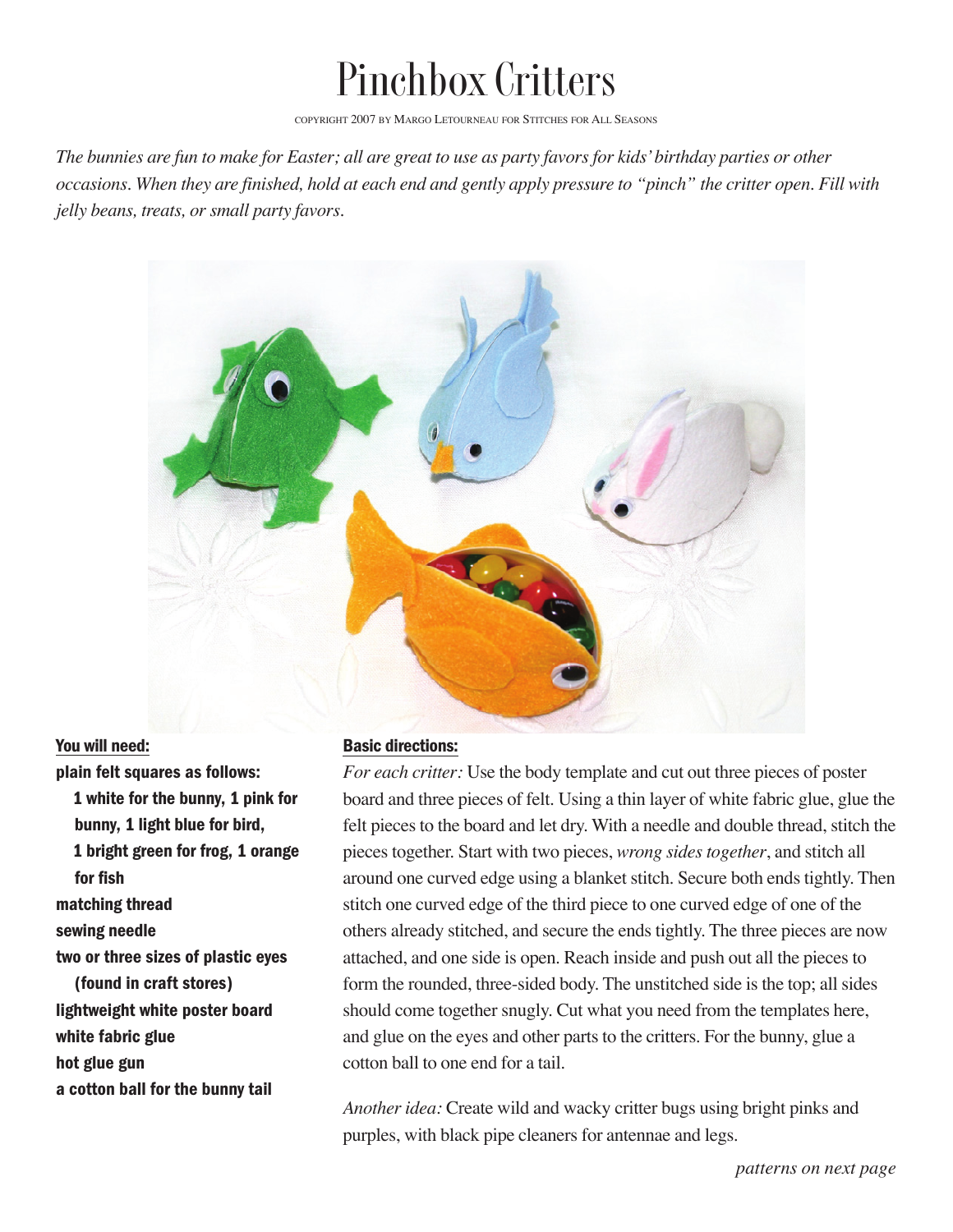# Pinchbox Critters

COPYRIGHT 2007 BY MARGO LETOURNEAU FOR STITCHES FOR ALL SEASONS

*The bunnies are fun to make for Easter; all are great to use as party favors for kids' birthday parties or other occasions. When they are finished, hold at each end and gently apply pressure to "pinch" the critter open. Fill with jelly beans, treats, or small party favors.*

## You will need:

**plain felt squares as follows:**
**1 white for the bunny, 1 pink for bunny, 1 light blue for bird, 1 bright green for frog, 1 orange for fish**
**matching thread**
**sewing needle**
**two or three sizes of plastic eyes (found in craft stores)**
**lightweight white poster board**
**white fabric glue**
**hot glue gun**
**a cotton ball for the bunny tail**

## Basic directions:

*For each critter:* Use the body template and cut out three pieces of poster board and three pieces of felt. Using a thin layer of white fabric glue, glue the felt pieces to the board and let dry. With a needle and double thread, stitch the pieces together. Start with two pieces, *wrong sides together*, and stitch all around one curved edge using a blanket stitch. Secure both ends tightly. Then stitch one curved edge of the third piece to one curved edge of one of the others already stitched, and secure the ends tightly. The three pieces are now attached, and one side is open. Reach inside and push out all the pieces to form the rounded, three-sided body. The unstitched side is the top; all sides should come together snugly. Cut what you need from the templates here, and glue on the eyes and other parts to the critters. For the bunny, glue a cotton ball to one end for a tail.

*Another idea:* Create wild and wacky critter bugs using bright pinks and purples, with black pipe cleaners for antennae and legs.

*patterns on next page*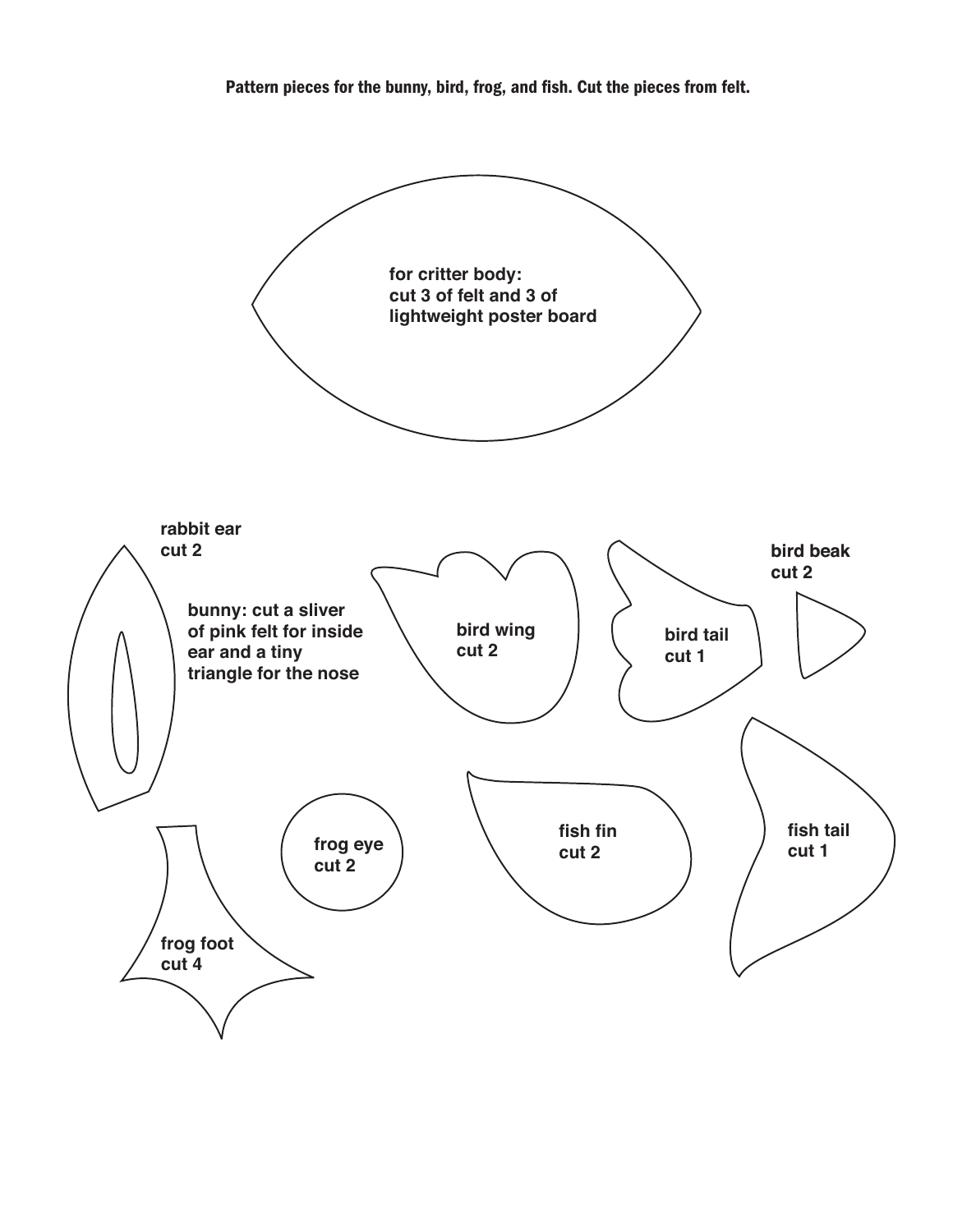**Pattern pieces for the bunny, bird, frog, and fish. Cut the pieces from felt.**

**for critter body:**
**cut 3 of felt and 3 of lightweight poster board**

**rabbit ear**
**cut 2**

**bunny: cut a sliver of pink felt for inside ear and a tiny triangle for the nose**

**bird wing**
**cut 2**

**bird tail**
**cut 1**

**bird beak**
**cut 2**

**frog foot**
**cut 4**

**frog eye**
**cut 2**

**fish fin**
**cut 2**

**fish tail**
**cut 1**